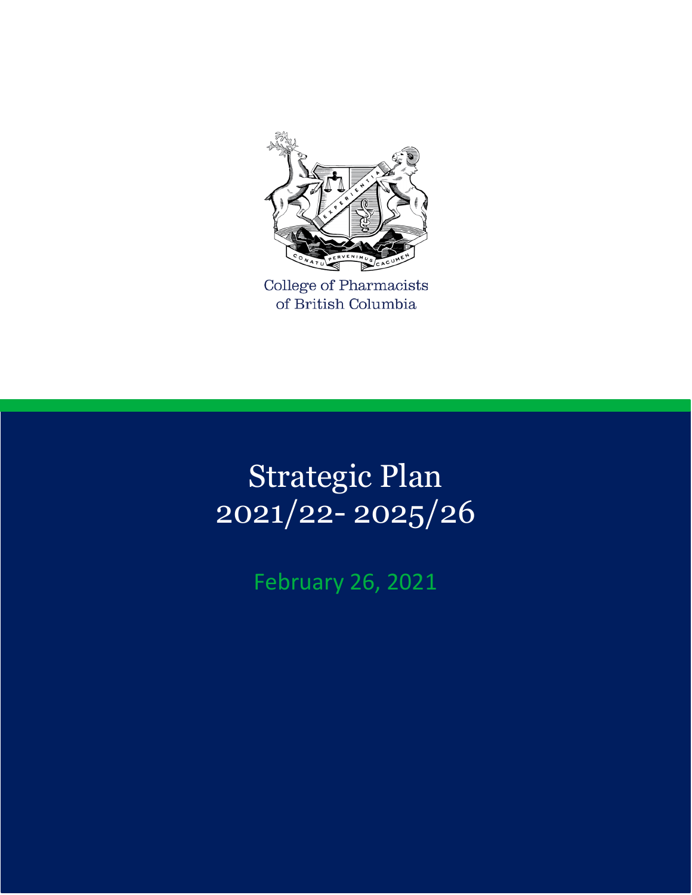College of Pharmacists
of British Columbia

# Strategic Plan 2021/22- 2025/26

February 26, 2021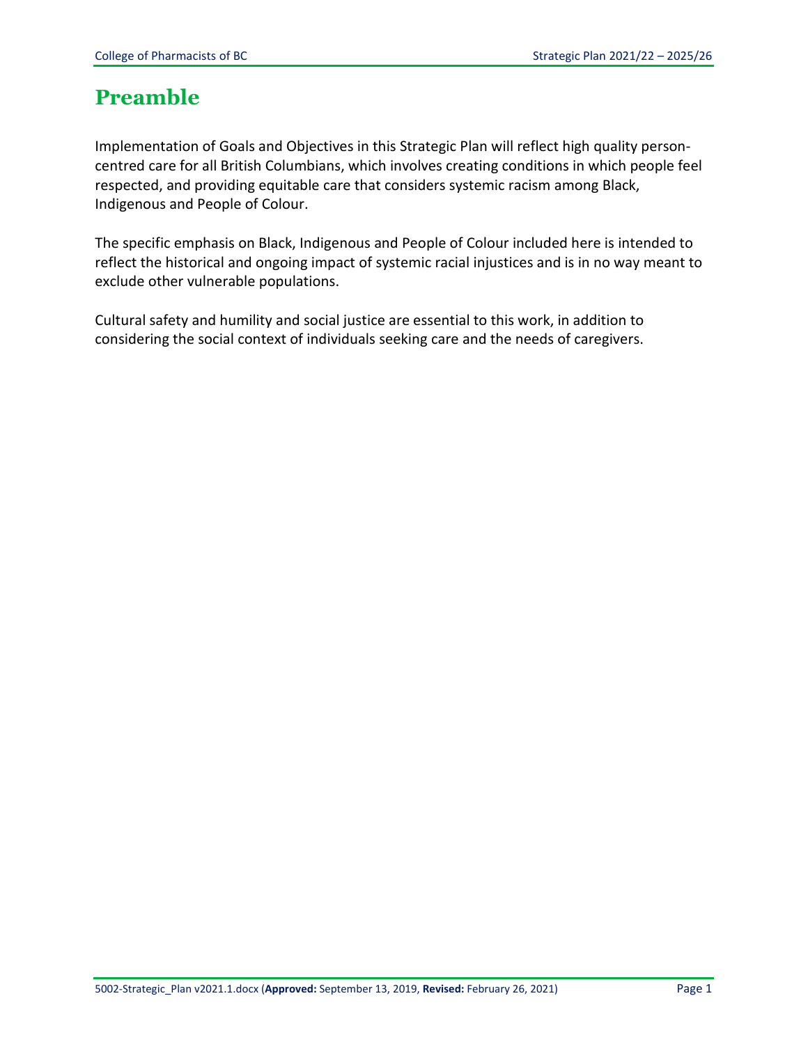# Preamble

Implementation of Goals and Objectives in this Strategic Plan will reflect high quality person-centred care for all British Columbians, which involves creating conditions in which people feel respected, and providing equitable care that considers systemic racism among Black, Indigenous and People of Colour.

The specific emphasis on Black, Indigenous and People of Colour included here is intended to reflect the historical and ongoing impact of systemic racial injustices and is in no way meant to exclude other vulnerable populations.

Cultural safety and humility and social justice are essential to this work, in addition to considering the social context of individuals seeking care and the needs of caregivers.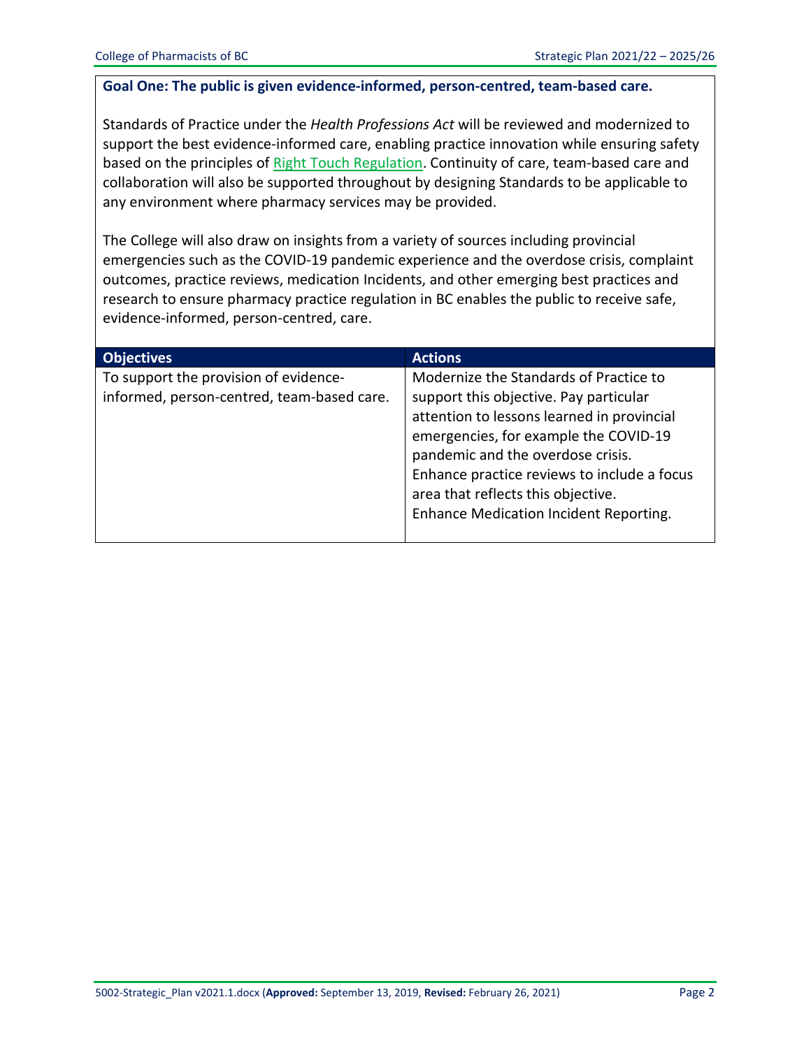## Goal One: The public is given evidence-informed, person-centred, team-based care.

Standards of Practice under the *Health Professions Act* will be reviewed and modernized to support the best evidence-informed care, enabling practice innovation while ensuring safety based on the principles of Right Touch Regulation. Continuity of care, team-based care and collaboration will also be supported throughout by designing Standards to be applicable to any environment where pharmacy services may be provided.

The College will also draw on insights from a variety of sources including provincial emergencies such as the COVID-19 pandemic experience and the overdose crisis, complaint outcomes, practice reviews, medication Incidents, and other emerging best practices and research to ensure pharmacy practice regulation in BC enables the public to receive safe, evidence-informed, person-centred, care.

| Objectives | Actions |
| --- | --- |
| To support the provision of evidence-informed, person-centred, team-based care. | Modernize the Standards of Practice to support this objective. Pay particular attention to lessons learned in provincial emergencies, for example the COVID-19 pandemic and the overdose crisis.<br>Enhance practice reviews to include a focus area that reflects this objective.<br>Enhance Medication Incident Reporting. |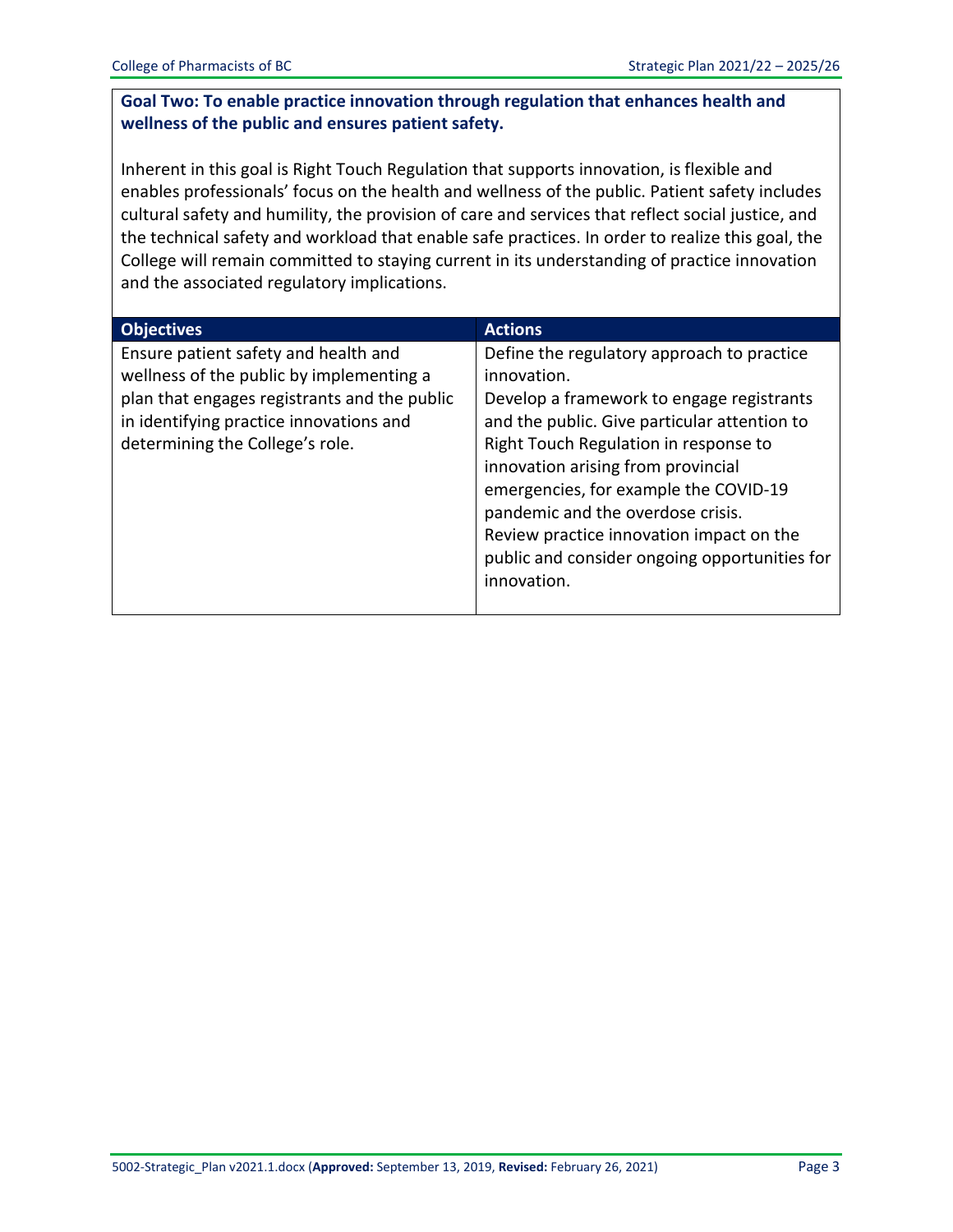**Goal Two: To enable practice innovation through regulation that enhances health and wellness of the public and ensures patient safety.**

Inherent in this goal is Right Touch Regulation that supports innovation, is flexible and enables professionals' focus on the health and wellness of the public. Patient safety includes cultural safety and humility, the provision of care and services that reflect social justice, and the technical safety and workload that enable safe practices. In order to realize this goal, the College will remain committed to staying current in its understanding of practice innovation and the associated regulatory implications.

| Objectives | Actions |
|---|---|
| Ensure patient safety and health and wellness of the public by implementing a plan that engages registrants and the public in identifying practice innovations and determining the College's role. | Define the regulatory approach to practice innovation.<br>Develop a framework to engage registrants and the public. Give particular attention to Right Touch Regulation in response to innovation arising from provincial emergencies, for example the COVID-19 pandemic and the overdose crisis.<br>Review practice innovation impact on the public and consider ongoing opportunities for innovation. |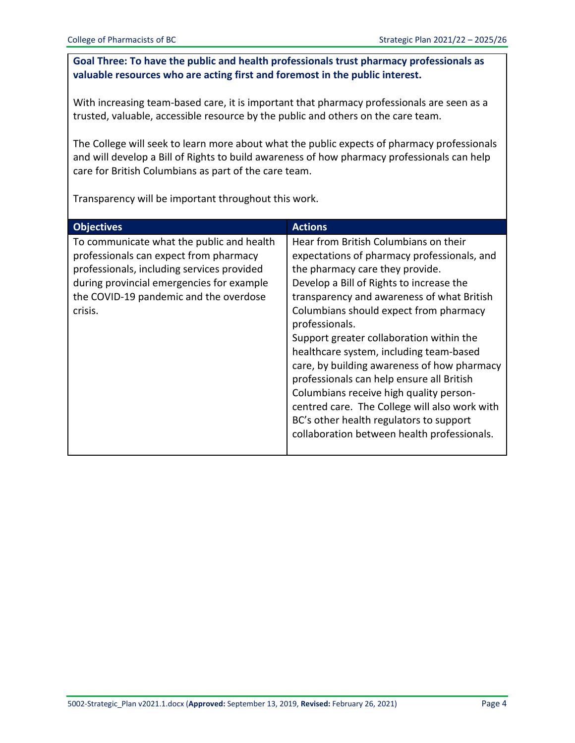**Goal Three: To have the public and health professionals trust pharmacy professionals as valuable resources who are acting first and foremost in the public interest.**

With increasing team-based care, it is important that pharmacy professionals are seen as a trusted, valuable, accessible resource by the public and others on the care team.

The College will seek to learn more about what the public expects of pharmacy professionals and will develop a Bill of Rights to build awareness of how pharmacy professionals can help care for British Columbians as part of the care team.

Transparency will be important throughout this work.

| Objectives | Actions |
| --- | --- |
| To communicate what the public and health professionals can expect from pharmacy professionals, including services provided during provincial emergencies for example the COVID-19 pandemic and the overdose crisis. | Hear from British Columbians on their expectations of pharmacy professionals, and the pharmacy care they provide.<br>Develop a Bill of Rights to increase the transparency and awareness of what British Columbians should expect from pharmacy professionals.<br>Support greater collaboration within the healthcare system, including team-based care, by building awareness of how pharmacy professionals can help ensure all British Columbians receive high quality person-centred care. The College will also work with BC's other health regulators to support collaboration between health professionals. |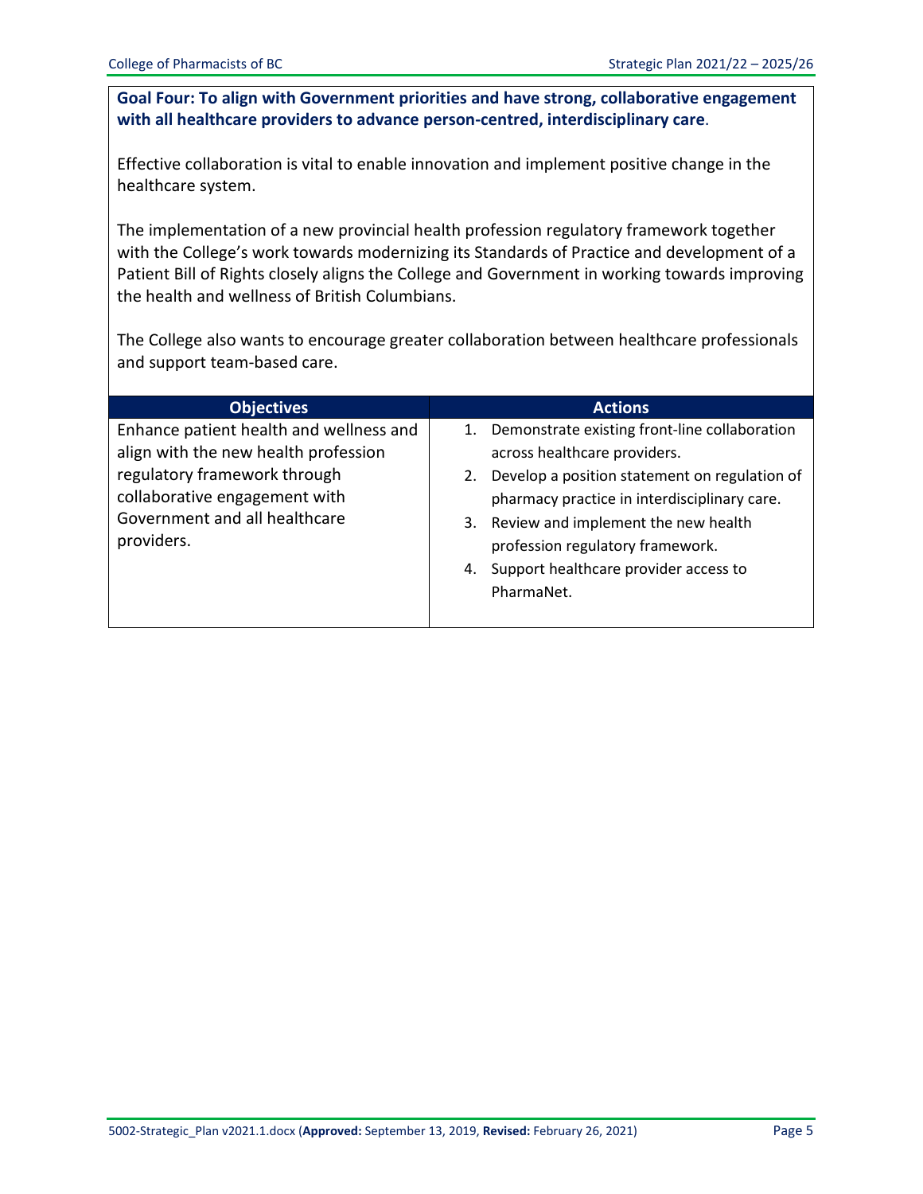**Goal Four: To align with Government priorities and have strong, collaborative engagement with all healthcare providers to advance person-centred, interdisciplinary care**.

Effective collaboration is vital to enable innovation and implement positive change in the healthcare system.

The implementation of a new provincial health profession regulatory framework together with the College's work towards modernizing its Standards of Practice and development of a Patient Bill of Rights closely aligns the College and Government in working towards improving the health and wellness of British Columbians.

The College also wants to encourage greater collaboration between healthcare professionals and support team-based care.

| Objectives | Actions |
|---|---|
| Enhance patient health and wellness and align with the new health profession regulatory framework through collaborative engagement with Government and all healthcare providers. | 1. Demonstrate existing front-line collaboration across healthcare providers.<br>2. Develop a position statement on regulation of pharmacy practice in interdisciplinary care.<br>3. Review and implement the new health profession regulatory framework.<br>4. Support healthcare provider access to PharmaNet. |